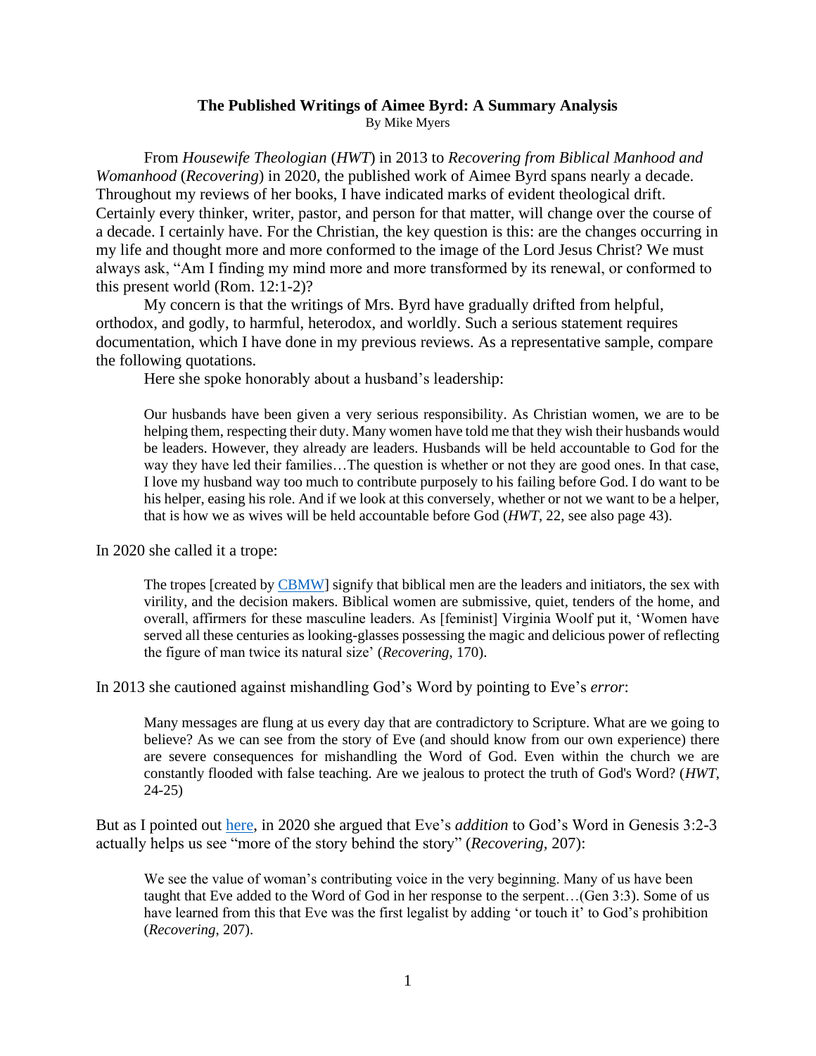**The Published Writings of Aimee Byrd: A Summary Analysis**

By Mike Myers

From *Housewife Theologian* (*HWT*) in 2013 to *Recovering from Biblical Manhood and Womanhood* (*Recovering*) in 2020, the published work of Aimee Byrd spans nearly a decade. Throughout my reviews of her books, I have indicated marks of evident theological drift. Certainly every thinker, writer, pastor, and person for that matter, will change over the course of a decade. I certainly have. For the Christian, the key question is this: are the changes occurring in my life and thought more and more conformed to the image of the Lord Jesus Christ? We must always ask, "Am I finding my mind more and more transformed by its renewal, or conformed to this present world (Rom. 12:1-2)?

My concern is that the writings of Mrs. Byrd have gradually drifted from helpful, orthodox, and godly, to harmful, heterodox, and worldly. Such a serious statement requires documentation, which I have done in my previous reviews. As a representative sample, compare the following quotations.

Here she spoke honorably about a husband's leadership:

> Our husbands have been given a very serious responsibility. As Christian women, we are to be helping them, respecting their duty. Many women have told me that they wish their husbands would be leaders. However, they already are leaders. Husbands will be held accountable to God for the way they have led their families…The question is whether or not they are good ones. In that case, I love my husband way too much to contribute purposely to his failing before God. I do want to be his helper, easing his role. And if we look at this conversely, whether or not we want to be a helper, that is how we as wives will be held accountable before God (*HWT*, 22, see also page 43).

In 2020 she called it a trope:

> The tropes [created by CBMW] signify that biblical men are the leaders and initiators, the sex with virility, and the decision makers. Biblical women are submissive, quiet, tenders of the home, and overall, affirmers for these masculine leaders. As [feminist] Virginia Woolf put it, 'Women have served all these centuries as looking-glasses possessing the magic and delicious power of reflecting the figure of man twice its natural size' (*Recovering*, 170).

In 2013 she cautioned against mishandling God's Word by pointing to Eve's *error*:

> Many messages are flung at us every day that are contradictory to Scripture. What are we going to believe? As we can see from the story of Eve (and should know from our own experience) there are severe consequences for mishandling the Word of God. Even within the church we are constantly flooded with false teaching. Are we jealous to protect the truth of God's Word? (*HWT*, 24-25)

But as I pointed out here, in 2020 she argued that Eve's *addition* to God's Word in Genesis 3:2-3 actually helps us see "more of the story behind the story" (*Recovering*, 207):

> We see the value of woman's contributing voice in the very beginning. Many of us have been taught that Eve added to the Word of God in her response to the serpent…(Gen 3:3). Some of us have learned from this that Eve was the first legalist by adding 'or touch it' to God's prohibition (*Recovering*, 207).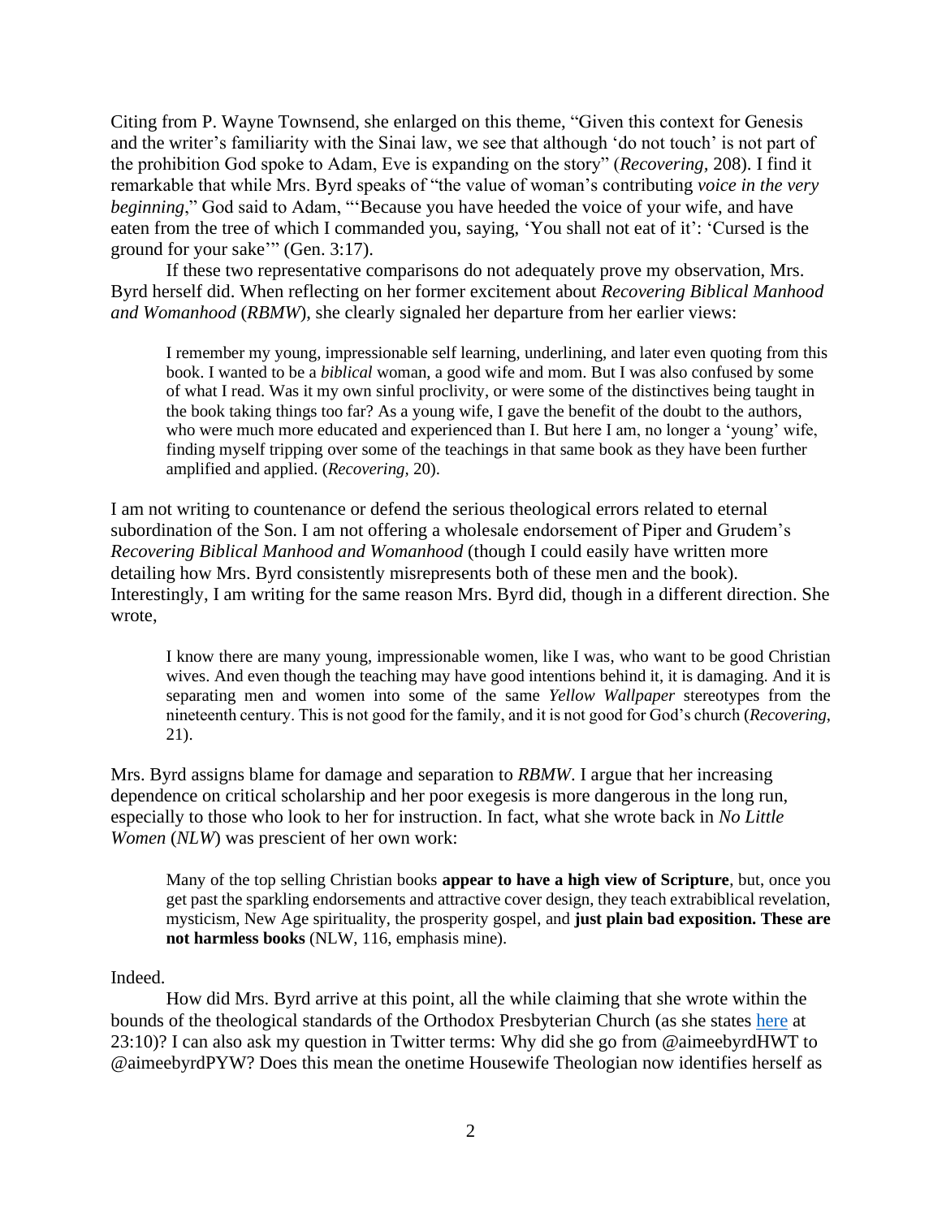Citing from P. Wayne Townsend, she enlarged on this theme, "Given this context for Genesis and the writer's familiarity with the Sinai law, we see that although 'do not touch' is not part of the prohibition God spoke to Adam, Eve is expanding on the story" (*Recovering*, 208). I find it remarkable that while Mrs. Byrd speaks of "the value of woman's contributing *voice in the very beginning*," God said to Adam, "'Because you have heeded the voice of your wife, and have eaten from the tree of which I commanded you, saying, 'You shall not eat of it': 'Cursed is the ground for your sake'" (Gen. 3:17).

If these two representative comparisons do not adequately prove my observation, Mrs. Byrd herself did. When reflecting on her former excitement about *Recovering Biblical Manhood and Womanhood* (*RBMW*), she clearly signaled her departure from her earlier views:

> I remember my young, impressionable self learning, underlining, and later even quoting from this book. I wanted to be a *biblical* woman, a good wife and mom. But I was also confused by some of what I read. Was it my own sinful proclivity, or were some of the distinctives being taught in the book taking things too far? As a young wife, I gave the benefit of the doubt to the authors, who were much more educated and experienced than I. But here I am, no longer a 'young' wife, finding myself tripping over some of the teachings in that same book as they have been further amplified and applied. (*Recovering*, 20).

I am not writing to countenance or defend the serious theological errors related to eternal subordination of the Son. I am not offering a wholesale endorsement of Piper and Grudem's *Recovering Biblical Manhood and Womanhood* (though I could easily have written more detailing how Mrs. Byrd consistently misrepresents both of these men and the book). Interestingly, I am writing for the same reason Mrs. Byrd did, though in a different direction. She wrote,

> I know there are many young, impressionable women, like I was, who want to be good Christian wives. And even though the teaching may have good intentions behind it, it is damaging. And it is separating men and women into some of the same *Yellow Wallpaper* stereotypes from the nineteenth century. This is not good for the family, and it is not good for God's church (*Recovering*, 21).

Mrs. Byrd assigns blame for damage and separation to *RBMW*. I argue that her increasing dependence on critical scholarship and her poor exegesis is more dangerous in the long run, especially to those who look to her for instruction. In fact, what she wrote back in *No Little Women* (*NLW*) was prescient of her own work:

> Many of the top selling Christian books **appear to have a high view of Scripture**, but, once you get past the sparkling endorsements and attractive cover design, they teach extrabiblical revelation, mysticism, New Age spirituality, the prosperity gospel, and **just plain bad exposition. These are not harmless books** (NLW, 116, emphasis mine).

Indeed.

How did Mrs. Byrd arrive at this point, all the while claiming that she wrote within the bounds of the theological standards of the Orthodox Presbyterian Church (as she states here at 23:10)? I can also ask my question in Twitter terms: Why did she go from @aimeebyrdHWT to @aimeebyrdPYW? Does this mean the onetime Housewife Theologian now identifies herself as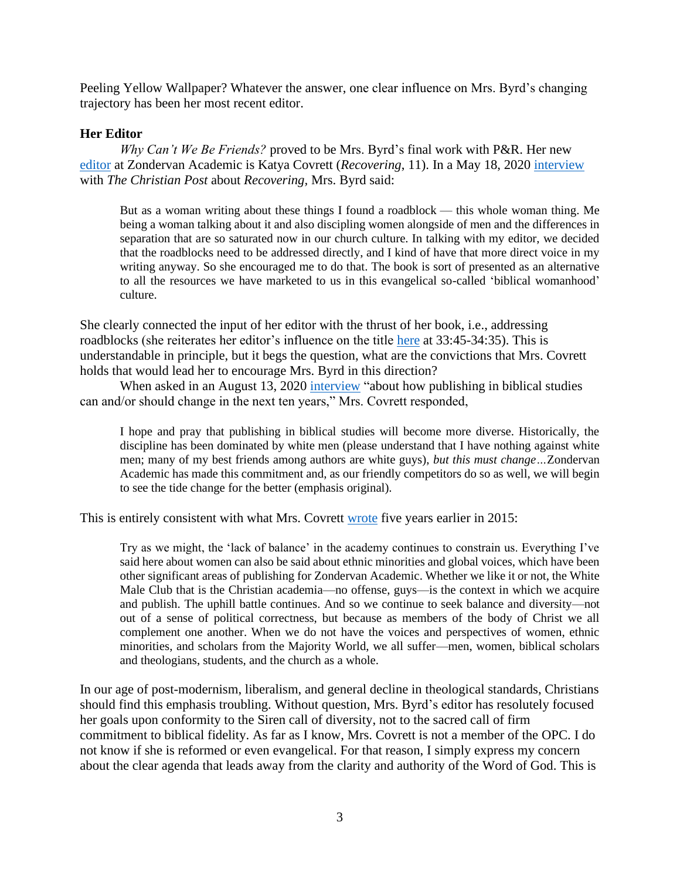Peeling Yellow Wallpaper? Whatever the answer, one clear influence on Mrs. Byrd's changing trajectory has been her most recent editor.

**Her Editor**

*Why Can't We Be Friends?* proved to be Mrs. Byrd's final work with P&R. Her new editor at Zondervan Academic is Katya Covrett (*Recovering*, 11). In a May 18, 2020 interview with *The Christian Post* about *Recovering,* Mrs. Byrd said:

> But as a woman writing about these things I found a roadblock — this whole woman thing. Me being a woman talking about it and also discipling women alongside of men and the differences in separation that are so saturated now in our church culture. In talking with my editor, we decided that the roadblocks need to be addressed directly, and I kind of have that more direct voice in my writing anyway. So she encouraged me to do that. The book is sort of presented as an alternative to all the resources we have marketed to us in this evangelical so-called 'biblical womanhood' culture.

She clearly connected the input of her editor with the thrust of her book, i.e., addressing roadblocks (she reiterates her editor's influence on the title here at 33:45-34:35). This is understandable in principle, but it begs the question, what are the convictions that Mrs. Covrett holds that would lead her to encourage Mrs. Byrd in this direction?

When asked in an August 13, 2020 interview "about how publishing in biblical studies can and/or should change in the next ten years," Mrs. Covrett responded,

> I hope and pray that publishing in biblical studies will become more diverse. Historically, the discipline has been dominated by white men (please understand that I have nothing against white men; many of my best friends among authors are white guys), *but this must change…*Zondervan Academic has made this commitment and, as our friendly competitors do so as well, we will begin to see the tide change for the better (emphasis original).

This is entirely consistent with what Mrs. Covrett wrote five years earlier in 2015:

> Try as we might, the 'lack of balance' in the academy continues to constrain us. Everything I've said here about women can also be said about ethnic minorities and global voices, which have been other significant areas of publishing for Zondervan Academic. Whether we like it or not, the White Male Club that is the Christian academia—no offense, guys—is the context in which we acquire and publish. The uphill battle continues. And so we continue to seek balance and diversity—not out of a sense of political correctness, but because as members of the body of Christ we all complement one another. When we do not have the voices and perspectives of women, ethnic minorities, and scholars from the Majority World, we all suffer—men, women, biblical scholars and theologians, students, and the church as a whole.

In our age of post-modernism, liberalism, and general decline in theological standards, Christians should find this emphasis troubling. Without question, Mrs. Byrd's editor has resolutely focused her goals upon conformity to the Siren call of diversity, not to the sacred call of firm commitment to biblical fidelity. As far as I know, Mrs. Covrett is not a member of the OPC. I do not know if she is reformed or even evangelical. For that reason, I simply express my concern about the clear agenda that leads away from the clarity and authority of the Word of God. This is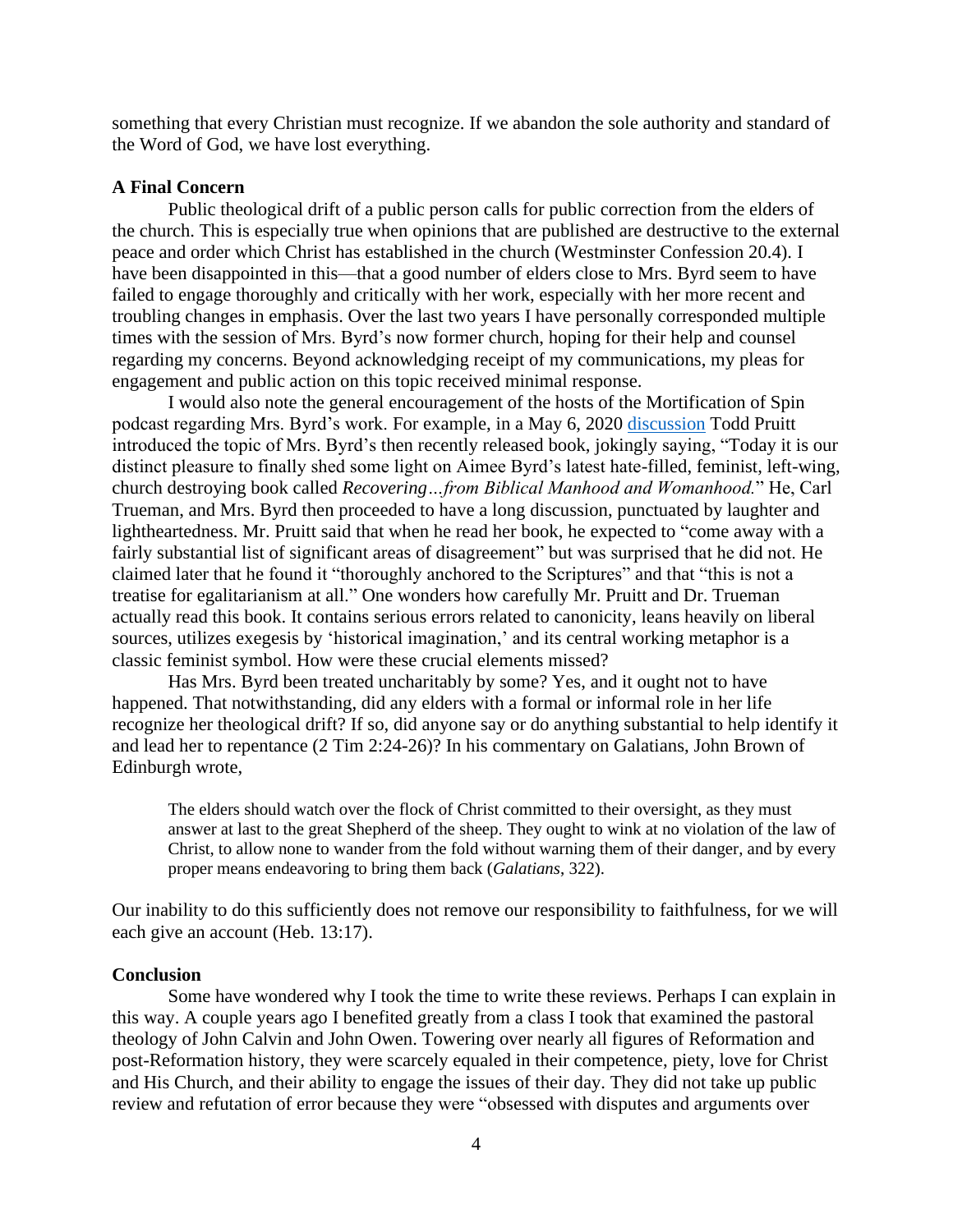something that every Christian must recognize. If we abandon the sole authority and standard of the Word of God, we have lost everything.

### A Final Concern

Public theological drift of a public person calls for public correction from the elders of the church. This is especially true when opinions that are published are destructive to the external peace and order which Christ has established in the church (Westminster Confession 20.4). I have been disappointed in this—that a good number of elders close to Mrs. Byrd seem to have failed to engage thoroughly and critically with her work, especially with her more recent and troubling changes in emphasis. Over the last two years I have personally corresponded multiple times with the session of Mrs. Byrd's now former church, hoping for their help and counsel regarding my concerns. Beyond acknowledging receipt of my communications, my pleas for engagement and public action on this topic received minimal response.

I would also note the general encouragement of the hosts of the Mortification of Spin podcast regarding Mrs. Byrd's work. For example, in a May 6, 2020 discussion Todd Pruitt introduced the topic of Mrs. Byrd's then recently released book, jokingly saying, "Today it is our distinct pleasure to finally shed some light on Aimee Byrd's latest hate-filled, feminist, left-wing, church destroying book called *Recovering…from Biblical Manhood and Womanhood.*" He, Carl Trueman, and Mrs. Byrd then proceeded to have a long discussion, punctuated by laughter and lightheartedness. Mr. Pruitt said that when he read her book, he expected to "come away with a fairly substantial list of significant areas of disagreement" but was surprised that he did not. He claimed later that he found it "thoroughly anchored to the Scriptures" and that "this is not a treatise for egalitarianism at all." One wonders how carefully Mr. Pruitt and Dr. Trueman actually read this book. It contains serious errors related to canonicity, leans heavily on liberal sources, utilizes exegesis by 'historical imagination,' and its central working metaphor is a classic feminist symbol. How were these crucial elements missed?

Has Mrs. Byrd been treated uncharitably by some? Yes, and it ought not to have happened. That notwithstanding, did any elders with a formal or informal role in her life recognize her theological drift? If so, did anyone say or do anything substantial to help identify it and lead her to repentance (2 Tim 2:24-26)? In his commentary on Galatians, John Brown of Edinburgh wrote,

> The elders should watch over the flock of Christ committed to their oversight, as they must answer at last to the great Shepherd of the sheep. They ought to wink at no violation of the law of Christ, to allow none to wander from the fold without warning them of their danger, and by every proper means endeavoring to bring them back (*Galatians*, 322).

Our inability to do this sufficiently does not remove our responsibility to faithfulness, for we will each give an account (Heb. 13:17).

### Conclusion

Some have wondered why I took the time to write these reviews. Perhaps I can explain in this way. A couple years ago I benefited greatly from a class I took that examined the pastoral theology of John Calvin and John Owen. Towering over nearly all figures of Reformation and post-Reformation history, they were scarcely equaled in their competence, piety, love for Christ and His Church, and their ability to engage the issues of their day. They did not take up public review and refutation of error because they were "obsessed with disputes and arguments over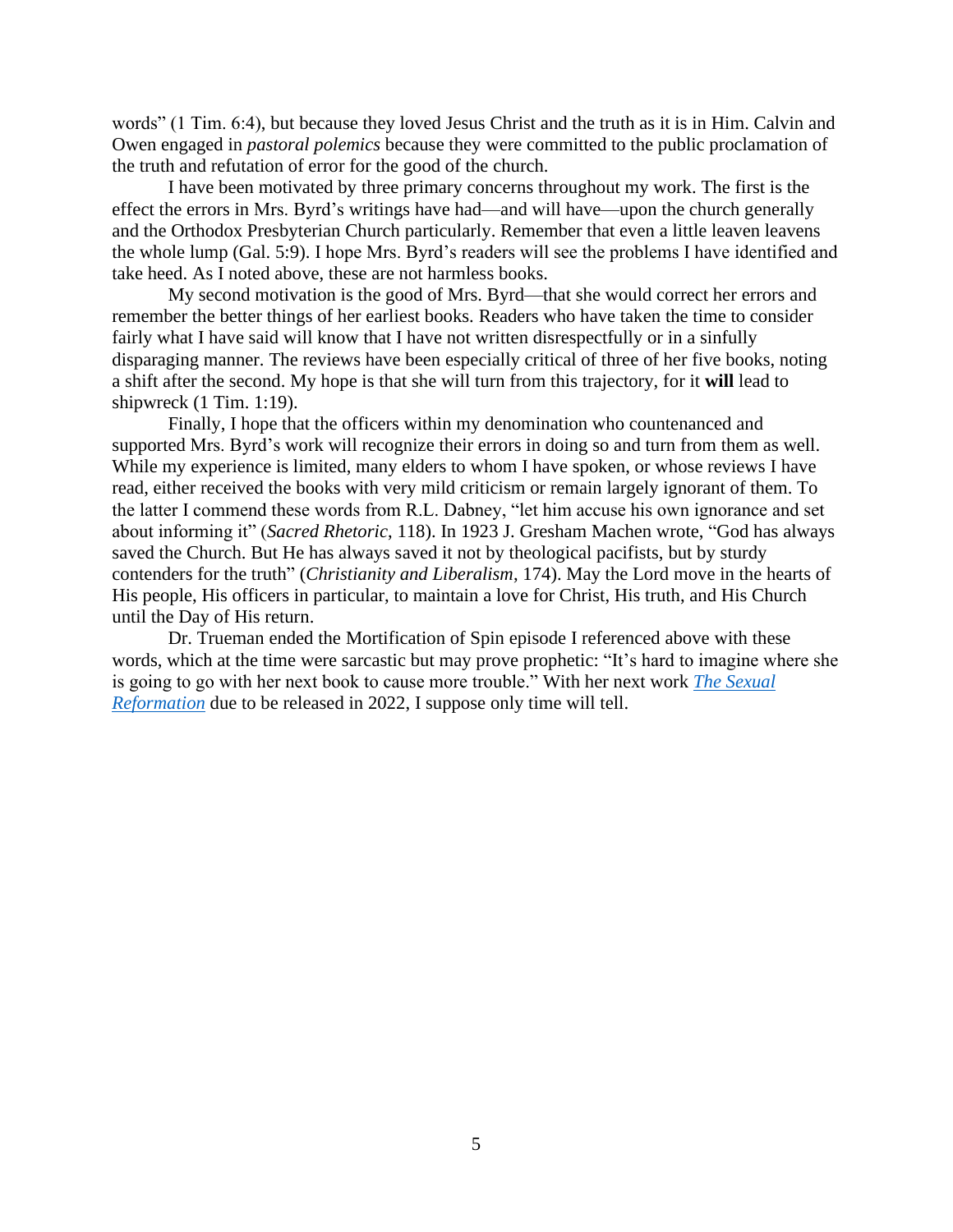words" (1 Tim. 6:4), but because they loved Jesus Christ and the truth as it is in Him. Calvin and Owen engaged in *pastoral polemics* because they were committed to the public proclamation of the truth and refutation of error for the good of the church.

I have been motivated by three primary concerns throughout my work. The first is the effect the errors in Mrs. Byrd's writings have had—and will have—upon the church generally and the Orthodox Presbyterian Church particularly. Remember that even a little leaven leavens the whole lump (Gal. 5:9). I hope Mrs. Byrd's readers will see the problems I have identified and take heed. As I noted above, these are not harmless books.

My second motivation is the good of Mrs. Byrd—that she would correct her errors and remember the better things of her earliest books. Readers who have taken the time to consider fairly what I have said will know that I have not written disrespectfully or in a sinfully disparaging manner. The reviews have been especially critical of three of her five books, noting a shift after the second. My hope is that she will turn from this trajectory, for it **will** lead to shipwreck (1 Tim. 1:19).

Finally, I hope that the officers within my denomination who countenanced and supported Mrs. Byrd's work will recognize their errors in doing so and turn from them as well. While my experience is limited, many elders to whom I have spoken, or whose reviews I have read, either received the books with very mild criticism or remain largely ignorant of them. To the latter I commend these words from R.L. Dabney, "let him accuse his own ignorance and set about informing it" (*Sacred Rhetoric*, 118). In 1923 J. Gresham Machen wrote, "God has always saved the Church. But He has always saved it not by theological pacifists, but by sturdy contenders for the truth" (*Christianity and Liberalism*, 174). May the Lord move in the hearts of His people, His officers in particular, to maintain a love for Christ, His truth, and His Church until the Day of His return.

Dr. Trueman ended the Mortification of Spin episode I referenced above with these words, which at the time were sarcastic but may prove prophetic: "It's hard to imagine where she is going to go with her next book to cause more trouble." With her next work *The Sexual Reformation* due to be released in 2022, I suppose only time will tell.